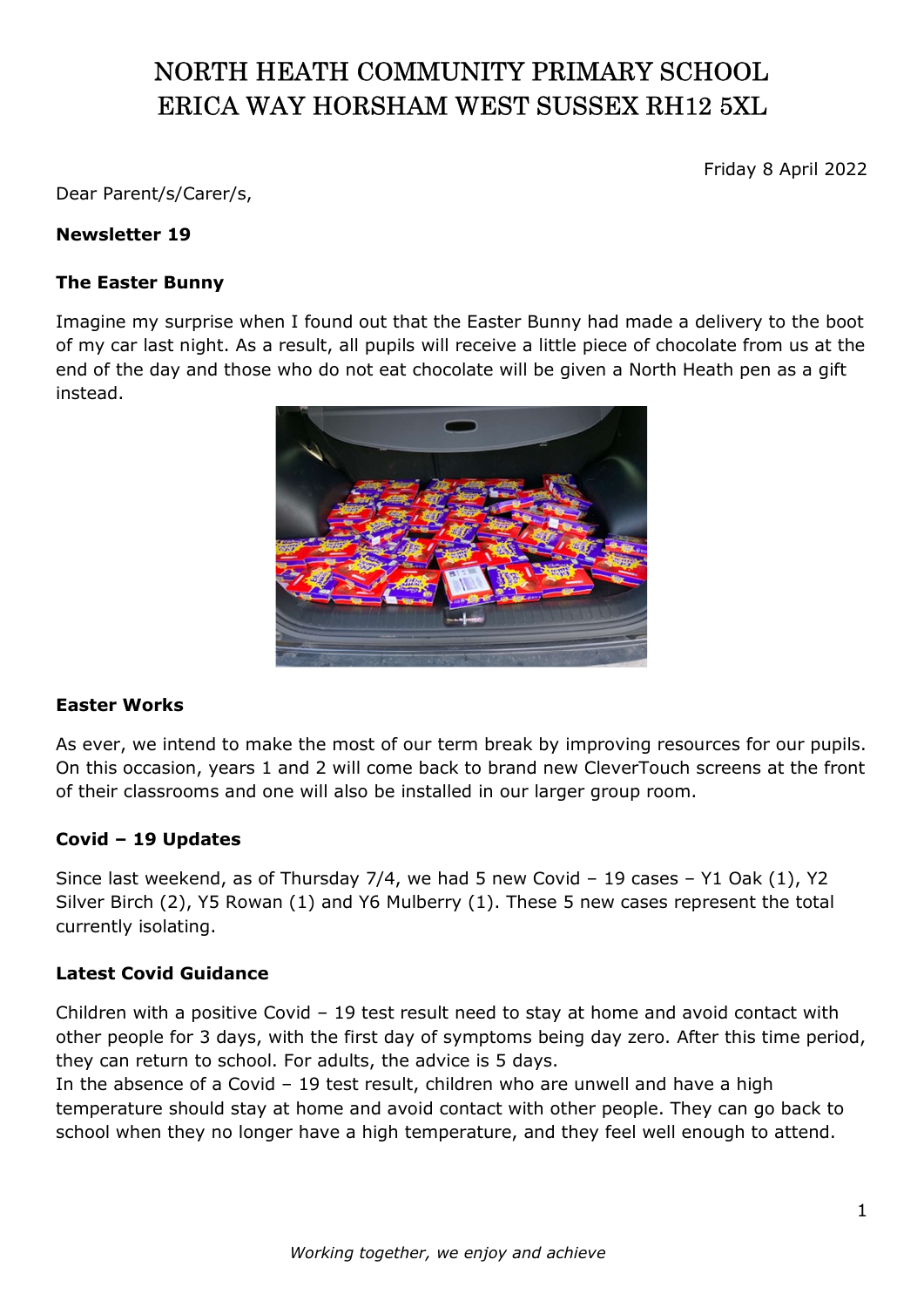# NORTH HEATH COMMUNITY PRIMARY SCHOOL
# ERICA WAY HORSHAM WEST SUSSEX RH12 5XL

Friday 8 April 2022

Dear Parent/s/Carer/s,

**Newsletter 19**

**The Easter Bunny**

Imagine my surprise when I found out that the Easter Bunny had made a delivery to the boot of my car last night. As a result, all pupils will receive a little piece of chocolate from us at the end of the day and those who do not eat chocolate will be given a North Heath pen as a gift instead.

**Easter Works**

As ever, we intend to make the most of our term break by improving resources for our pupils. On this occasion, years 1 and 2 will come back to brand new CleverTouch screens at the front of their classrooms and one will also be installed in our larger group room.

**Covid – 19 Updates**

Since last weekend, as of Thursday 7/4, we had 5 new Covid – 19 cases – Y1 Oak (1), Y2 Silver Birch (2), Y5 Rowan (1) and Y6 Mulberry (1). These 5 new cases represent the total currently isolating.

**Latest Covid Guidance**

Children with a positive Covid – 19 test result need to stay at home and avoid contact with other people for 3 days, with the first day of symptoms being day zero. After this time period, they can return to school. For adults, the advice is 5 days.

In the absence of a Covid – 19 test result, children who are unwell and have a high temperature should stay at home and avoid contact with other people. They can go back to school when they no longer have a high temperature, and they feel well enough to attend.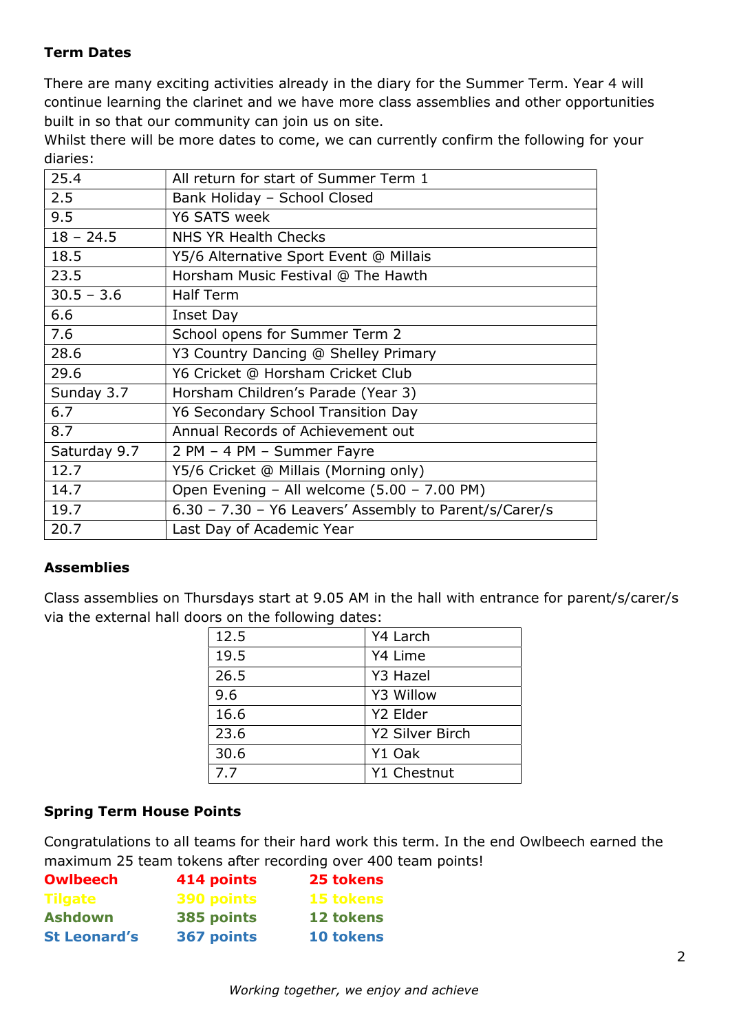**Term Dates**

There are many exciting activities already in the diary for the Summer Term. Year 4 will continue learning the clarinet and we have more class assemblies and other opportunities built in so that our community can join us on site.
Whilst there will be more dates to come, we can currently confirm the following for your diaries:

| | |
|---|---|
| 25.4 | All return for start of Summer Term 1 |
| 2.5 | Bank Holiday – School Closed |
| 9.5 | Y6 SATS week |
| 18 – 24.5 | NHS YR Health Checks |
| 18.5 | Y5/6 Alternative Sport Event @ Millais |
| 23.5 | Horsham Music Festival @ The Hawth |
| 30.5 – 3.6 | Half Term |
| 6.6 | Inset Day |
| 7.6 | School opens for Summer Term 2 |
| 28.6 | Y3 Country Dancing @ Shelley Primary |
| 29.6 | Y6 Cricket @ Horsham Cricket Club |
| Sunday 3.7 | Horsham Children's Parade (Year 3) |
| 6.7 | Y6 Secondary School Transition Day |
| 8.7 | Annual Records of Achievement out |
| Saturday 9.7 | 2 PM – 4 PM – Summer Fayre |
| 12.7 | Y5/6 Cricket @ Millais (Morning only) |
| 14.7 | Open Evening – All welcome (5.00 – 7.00 PM) |
| 19.7 | 6.30 – 7.30 – Y6 Leavers' Assembly to Parent/s/Carer/s |
| 20.7 | Last Day of Academic Year |

**Assemblies**

Class assemblies on Thursdays start at 9.05 AM in the hall with entrance for parent/s/carer/s via the external hall doors on the following dates:

| | |
|---|---|
| 12.5 | Y4 Larch |
| 19.5 | Y4 Lime |
| 26.5 | Y3 Hazel |
| 9.6 | Y3 Willow |
| 16.6 | Y2 Elder |
| 23.6 | Y2 Silver Birch |
| 30.6 | Y1 Oak |
| 7.7 | Y1 Chestnut |

**Spring Term House Points**

Congratulations to all teams for their hard work this term. In the end Owlbeech earned the maximum 25 team tokens after recording over 400 team points!

| | | |
|---|---|---|
| **Owlbeech** | **414 points** | **25 tokens** |
| **Tilgate** | **390 points** | **15 tokens** |
| **Ashdown** | **385 points** | **12 tokens** |
| **St Leonard's** | **367 points** | **10 tokens** |

*Working together, we enjoy and achieve*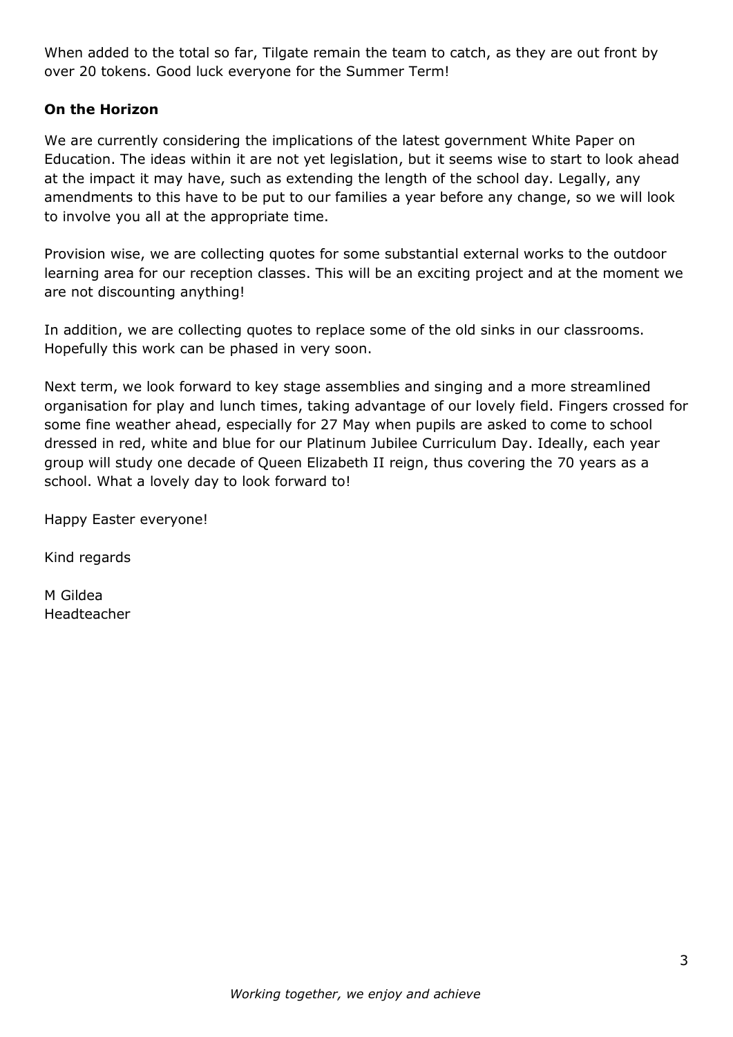When added to the total so far, Tilgate remain the team to catch, as they are out front by over 20 tokens. Good luck everyone for the Summer Term!

**On the Horizon**

We are currently considering the implications of the latest government White Paper on Education. The ideas within it are not yet legislation, but it seems wise to start to look ahead at the impact it may have, such as extending the length of the school day. Legally, any amendments to this have to be put to our families a year before any change, so we will look to involve you all at the appropriate time.

Provision wise, we are collecting quotes for some substantial external works to the outdoor learning area for our reception classes. This will be an exciting project and at the moment we are not discounting anything!

In addition, we are collecting quotes to replace some of the old sinks in our classrooms. Hopefully this work can be phased in very soon.

Next term, we look forward to key stage assemblies and singing and a more streamlined organisation for play and lunch times, taking advantage of our lovely field. Fingers crossed for some fine weather ahead, especially for 27 May when pupils are asked to come to school dressed in red, white and blue for our Platinum Jubilee Curriculum Day. Ideally, each year group will study one decade of Queen Elizabeth II reign, thus covering the 70 years as a school. What a lovely day to look forward to!

Happy Easter everyone!

Kind regards

M Gildea
Headteacher

*Working together, we enjoy and achieve*